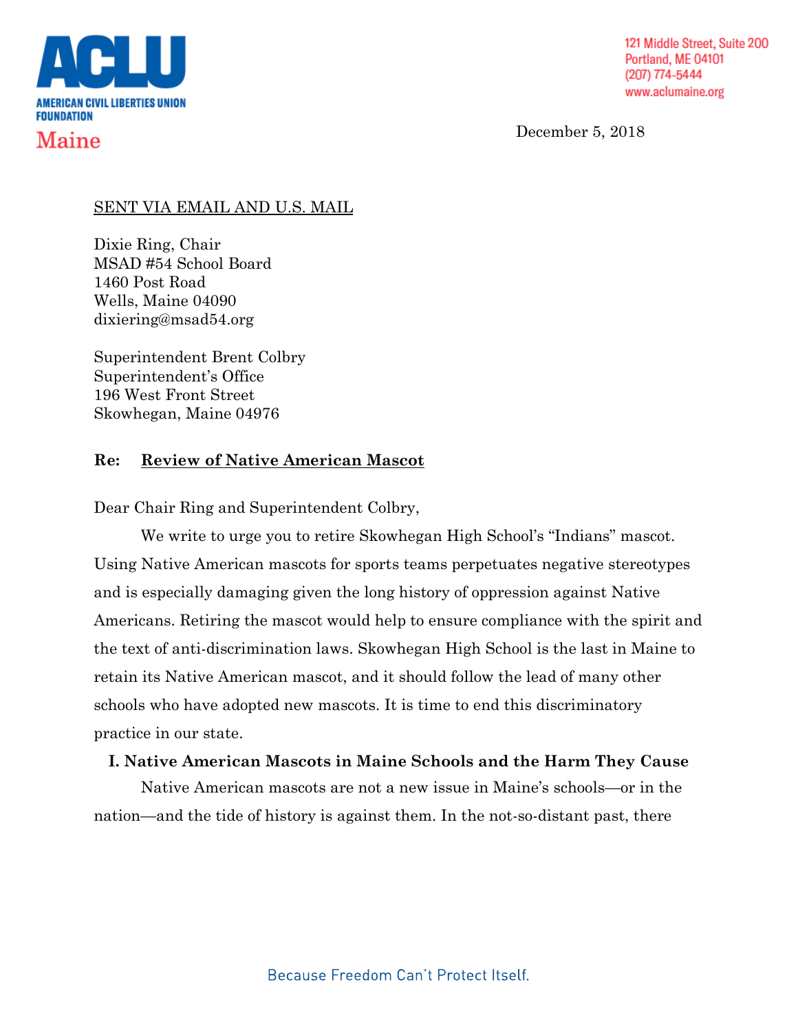**ACLU**

AMERICAN CIVIL LIBERTIES UNION FOUNDATION

Maine

121 Middle Street, Suite 200
Portland, ME 04101
(207) 774-5444
www.aclumaine.org

December 5, 2018

SENT VIA EMAIL AND U.S. MAIL

Dixie Ring, Chair
MSAD #54 School Board
1460 Post Road
Wells, Maine 04090
dixiering@msad54.org

Superintendent Brent Colbry
Superintendent's Office
196 West Front Street
Skowhegan, Maine 04976

**Re: Review of Native American Mascot**

Dear Chair Ring and Superintendent Colbry,

We write to urge you to retire Skowhegan High School's "Indians" mascot. Using Native American mascots for sports teams perpetuates negative stereotypes and is especially damaging given the long history of oppression against Native Americans. Retiring the mascot would help to ensure compliance with the spirit and the text of anti-discrimination laws. Skowhegan High School is the last in Maine to retain its Native American mascot, and it should follow the lead of many other schools who have adopted new mascots. It is time to end this discriminatory practice in our state.

## I. Native American Mascots in Maine Schools and the Harm They Cause

Native American mascots are not a new issue in Maine's schools—or in the nation—and the tide of history is against them. In the not-so-distant past, there

Because Freedom Can't Protect Itself.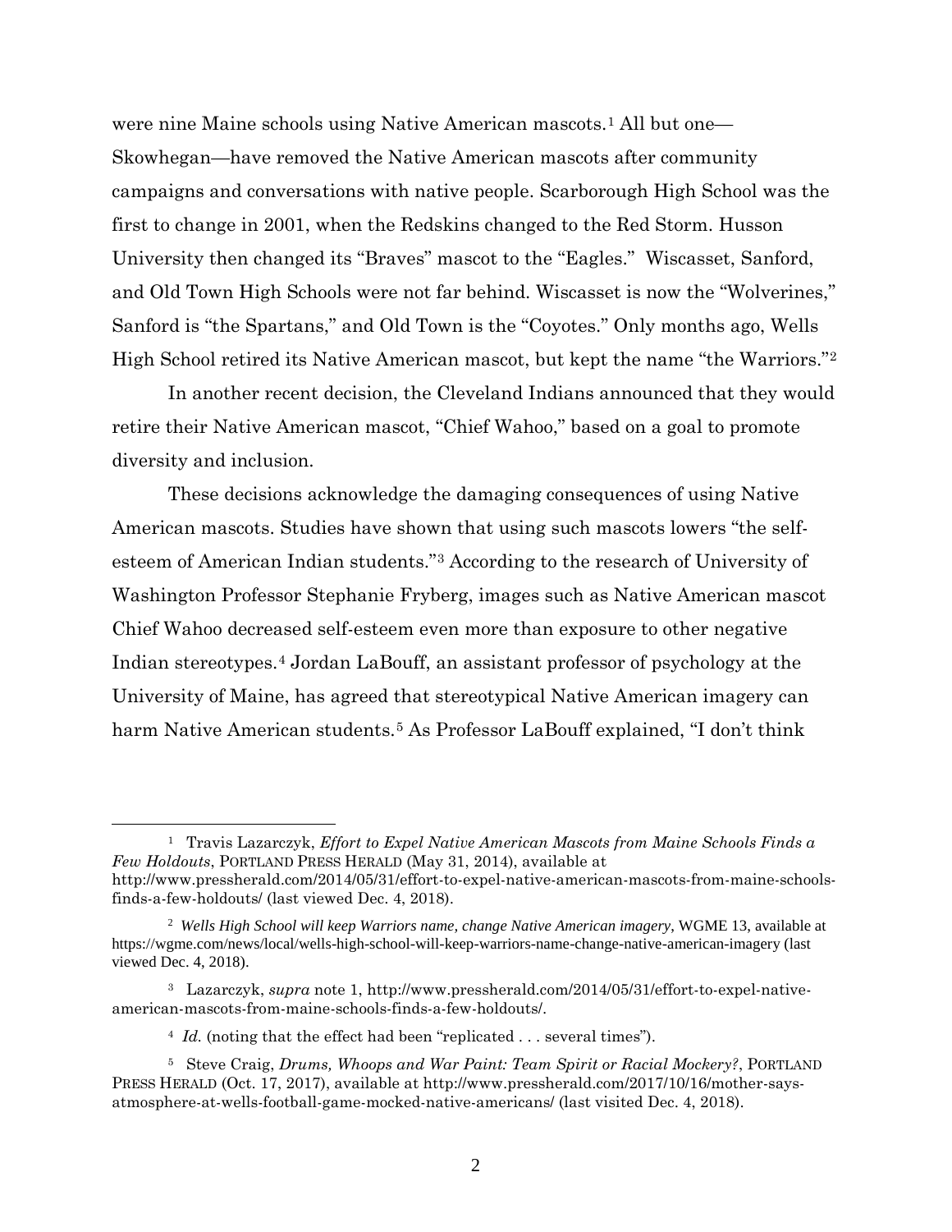were nine Maine schools using Native American mascots.[1] All but one—Skowhegan—have removed the Native American mascots after community campaigns and conversations with native people. Scarborough High School was the first to change in 2001, when the Redskins changed to the Red Storm. Husson University then changed its "Braves" mascot to the "Eagles." Wiscasset, Sanford, and Old Town High Schools were not far behind. Wiscasset is now the "Wolverines," Sanford is "the Spartans," and Old Town is the "Coyotes." Only months ago, Wells High School retired its Native American mascot, but kept the name "the Warriors."[2]

In another recent decision, the Cleveland Indians announced that they would retire their Native American mascot, "Chief Wahoo," based on a goal to promote diversity and inclusion.

These decisions acknowledge the damaging consequences of using Native American mascots. Studies have shown that using such mascots lowers "the self-esteem of American Indian students."[3] According to the research of University of Washington Professor Stephanie Fryberg, images such as Native American mascot Chief Wahoo decreased self-esteem even more than exposure to other negative Indian stereotypes.[4] Jordan LaBouff, an assistant professor of psychology at the University of Maine, has agreed that stereotypical Native American imagery can harm Native American students.[5] As Professor LaBouff explained, "I don't think

---

[1] Travis Lazarczyk, *Effort to Expel Native American Mascots from Maine Schools Finds a Few Holdouts*, PORTLAND PRESS HERALD (May 31, 2014), available at http://www.pressherald.com/2014/05/31/effort-to-expel-native-american-mascots-from-maine-schools-finds-a-few-holdouts/ (last viewed Dec. 4, 2018).

[2] *Wells High School will keep Warriors name, change Native American imagery*, WGME 13, available at https://wgme.com/news/local/wells-high-school-will-keep-warriors-name-change-native-american-imagery (last viewed Dec. 4, 2018).

[3] Lazarczyk, *supra* note 1, http://www.pressherald.com/2014/05/31/effort-to-expel-native-american-mascots-from-maine-schools-finds-a-few-holdouts/.

[4] *Id.* (noting that the effect had been "replicated . . . several times").

[5] Steve Craig, *Drums, Whoops and War Paint: Team Spirit or Racial Mockery?*, PORTLAND PRESS HERALD (Oct. 17, 2017), available at http://www.pressherald.com/2017/10/16/mother-says-atmosphere-at-wells-football-game-mocked-native-americans/ (last visited Dec. 4, 2018).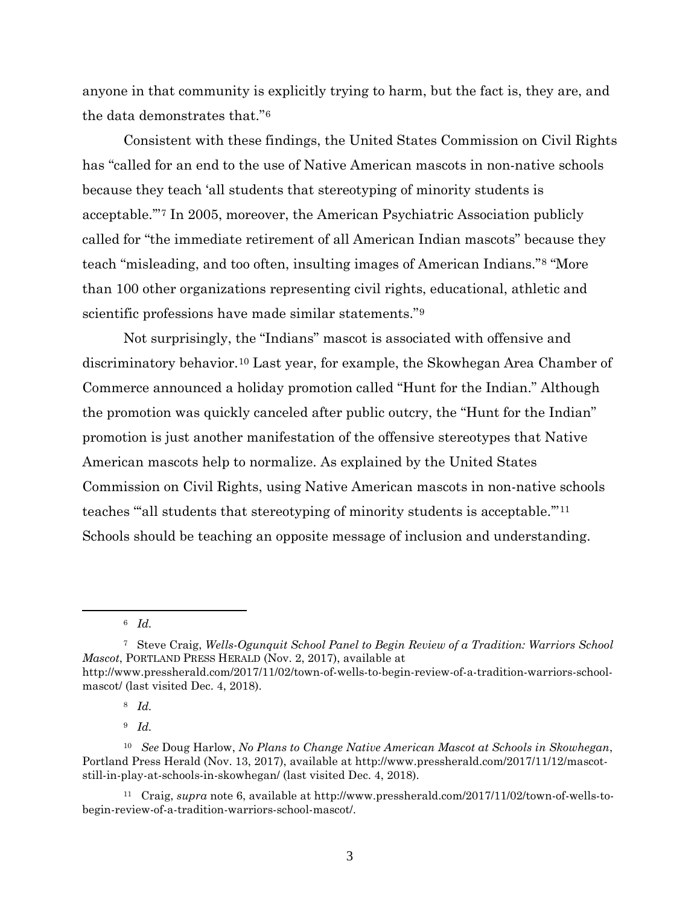anyone in that community is explicitly trying to harm, but the fact is, they are, and the data demonstrates that."[6]

Consistent with these findings, the United States Commission on Civil Rights has "called for an end to the use of Native American mascots in non-native schools because they teach 'all students that stereotyping of minority students is acceptable.'"[7] In 2005, moreover, the American Psychiatric Association publicly called for "the immediate retirement of all American Indian mascots" because they teach "misleading, and too often, insulting images of American Indians."[8] "More than 100 other organizations representing civil rights, educational, athletic and scientific professions have made similar statements."[9]

Not surprisingly, the "Indians" mascot is associated with offensive and discriminatory behavior.[10] Last year, for example, the Skowhegan Area Chamber of Commerce announced a holiday promotion called "Hunt for the Indian." Although the promotion was quickly canceled after public outcry, the "Hunt for the Indian" promotion is just another manifestation of the offensive stereotypes that Native American mascots help to normalize. As explained by the United States Commission on Civil Rights, using Native American mascots in non-native schools teaches "'all students that stereotyping of minority students is acceptable.'"[11] Schools should be teaching an opposite message of inclusion and understanding.

---

[6] *Id.*

[7] Steve Craig, *Wells-Ogunquit School Panel to Begin Review of a Tradition: Warriors School Mascot*, PORTLAND PRESS HERALD (Nov. 2, 2017), available at http://www.pressherald.com/2017/11/02/town-of-wells-to-begin-review-of-a-tradition-warriors-school-mascot/ (last visited Dec. 4, 2018).

[8] *Id.*

[9] *Id.*

[10] *See* Doug Harlow, *No Plans to Change Native American Mascot at Schools in Skowhegan*, Portland Press Herald (Nov. 13, 2017), available at http://www.pressherald.com/2017/11/12/mascot-still-in-play-at-schools-in-skowhegan/ (last visited Dec. 4, 2018).

[11] Craig, *supra* note 6, available at http://www.pressherald.com/2017/11/02/town-of-wells-to-begin-review-of-a-tradition-warriors-school-mascot/.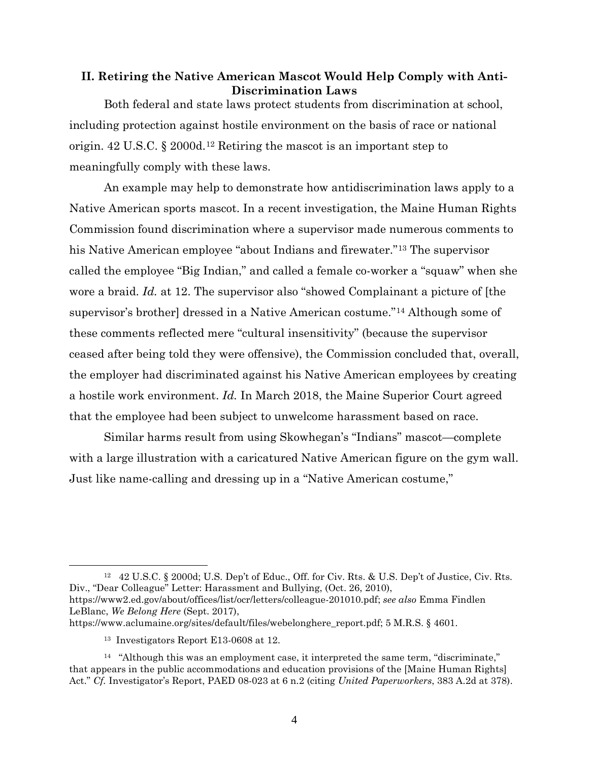### II. Retiring the Native American Mascot Would Help Comply with Anti-Discrimination Laws

Both federal and state laws protect students from discrimination at school, including protection against hostile environment on the basis of race or national origin. 42 U.S.C. § 2000d.[12] Retiring the mascot is an important step to meaningfully comply with these laws.

An example may help to demonstrate how antidiscrimination laws apply to a Native American sports mascot. In a recent investigation, the Maine Human Rights Commission found discrimination where a supervisor made numerous comments to his Native American employee "about Indians and firewater."[13] The supervisor called the employee "Big Indian," and called a female co-worker a "squaw" when she wore a braid. *Id.* at 12. The supervisor also "showed Complainant a picture of [the supervisor's brother] dressed in a Native American costume."[14] Although some of these comments reflected mere "cultural insensitivity" (because the supervisor ceased after being told they were offensive), the Commission concluded that, overall, the employer had discriminated against his Native American employees by creating a hostile work environment. *Id.* In March 2018, the Maine Superior Court agreed that the employee had been subject to unwelcome harassment based on race.

Similar harms result from using Skowhegan's "Indians" mascot—complete with a large illustration with a caricatured Native American figure on the gym wall. Just like name-calling and dressing up in a "Native American costume,"

---

[12] 42 U.S.C. § 2000d; U.S. Dep't of Educ., Off. for Civ. Rts. & U.S. Dep't of Justice, Civ. Rts. Div., "Dear Colleague" Letter: Harassment and Bullying, (Oct. 26, 2010), https://www2.ed.gov/about/offices/list/ocr/letters/colleague-201010.pdf; *see also* Emma Findlen LeBlanc, *We Belong Here* (Sept. 2017), https://www.aclumaine.org/sites/default/files/webelonghere_report.pdf; 5 M.R.S. § 4601.

[13] Investigators Report E13-0608 at 12.

[14] "Although this was an employment case, it interpreted the same term, "discriminate," that appears in the public accommodations and education provisions of the [Maine Human Rights] Act." *Cf.* Investigator's Report, PAED 08-023 at 6 n.2 (citing *United Paperworkers*, 383 A.2d at 378).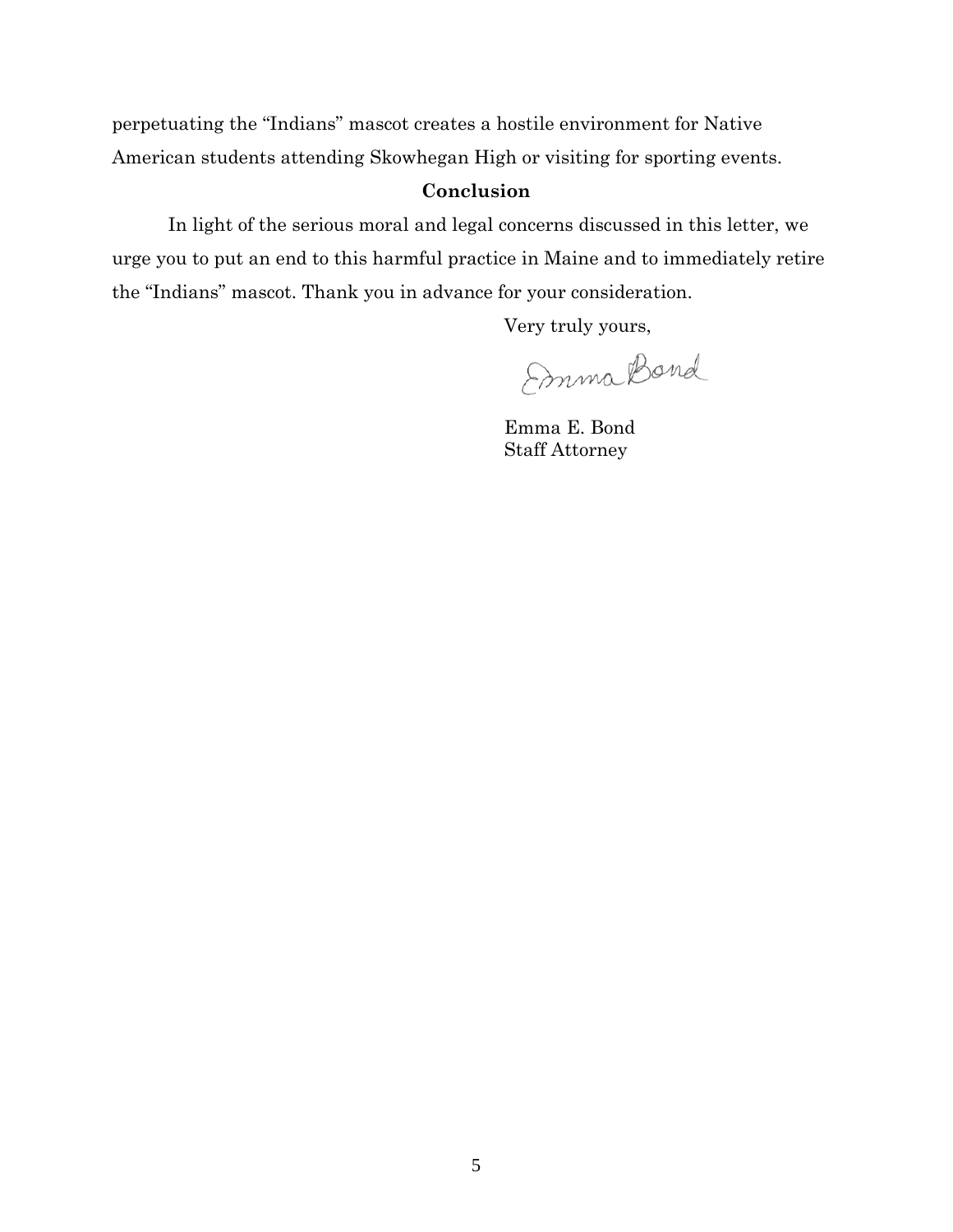perpetuating the "Indians" mascot creates a hostile environment for Native American students attending Skowhegan High or visiting for sporting events.

## Conclusion

In light of the serious moral and legal concerns discussed in this letter, we urge you to put an end to this harmful practice in Maine and to immediately retire the "Indians" mascot. Thank you in advance for your consideration.

Very truly yours,

Emma Bond

Emma E. Bond
Staff Attorney